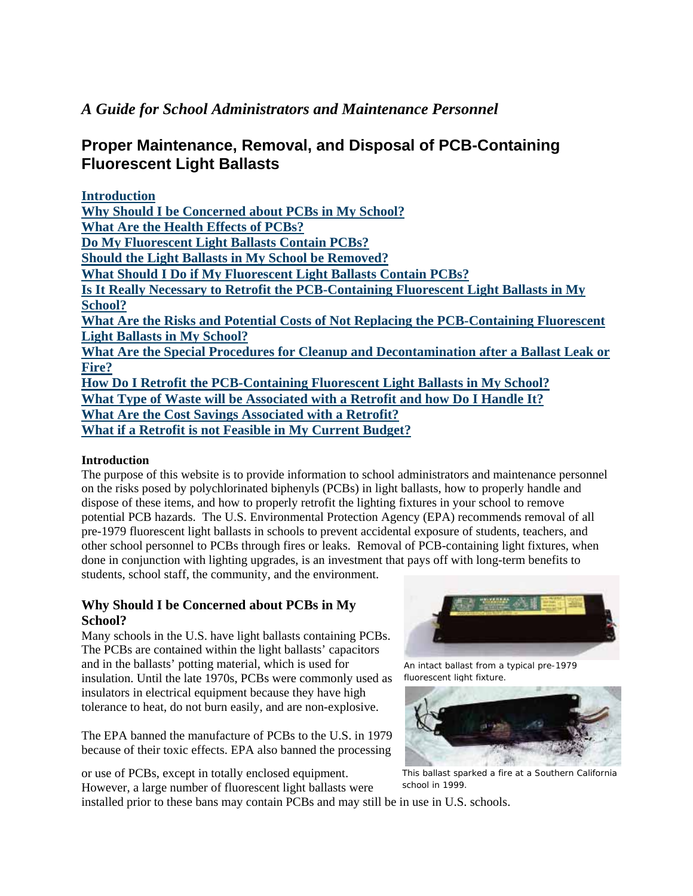*A Guide for School Administrators and Maintenance Personnel*

# Proper Maintenance, Removal, and Disposal of PCB-Containing Fluorescent Light Ballasts

**Introduction**
**Why Should I be Concerned about PCBs in My School?**
**What Are the Health Effects of PCBs?**
**Do My Fluorescent Light Ballasts Contain PCBs?**
**Should the Light Ballasts in My School be Removed?**
**What Should I Do if My Fluorescent Light Ballasts Contain PCBs?**
**Is It Really Necessary to Retrofit the PCB-Containing Fluorescent Light Ballasts in My School?**
**What Are the Risks and Potential Costs of Not Replacing the PCB-Containing Fluorescent Light Ballasts in My School?**
**What Are the Special Procedures for Cleanup and Decontamination after a Ballast Leak or Fire?**
**How Do I Retrofit the PCB-Containing Fluorescent Light Ballasts in My School?**
**What Type of Waste will be Associated with a Retrofit and how Do I Handle It?**
**What Are the Cost Savings Associated with a Retrofit?**
**What if a Retrofit is not Feasible in My Current Budget?**

### Introduction

The purpose of this website is to provide information to school administrators and maintenance personnel on the risks posed by polychlorinated biphenyls (PCBs) in light ballasts, how to properly handle and dispose of these items, and how to properly retrofit the lighting fixtures in your school to remove potential PCB hazards. The U.S. Environmental Protection Agency (EPA) recommends removal of all pre-1979 fluorescent light ballasts in schools to prevent accidental exposure of students, teachers, and other school personnel to PCBs through fires or leaks. Removal of PCB-containing light fixtures, when done in conjunction with lighting upgrades, is an investment that pays off with long-term benefits to students, school staff, the community, and the environment.

### Why Should I be Concerned about PCBs in My School?

Many schools in the U.S. have light ballasts containing PCBs. The PCBs are contained within the light ballasts' capacitors and in the ballasts' potting material, which is used for insulation. Until the late 1970s, PCBs were commonly used as insulators in electrical equipment because they have high tolerance to heat, do not burn easily, and are non-explosive.

An intact ballast from a typical pre-1979 fluorescent light fixture.

This ballast sparked a fire at a Southern California school in 1999.

The EPA banned the manufacture of PCBs to the U.S. in 1979 because of their toxic effects. EPA also banned the processing or use of PCBs, except in totally enclosed equipment. However, a large number of fluorescent light ballasts were installed prior to these bans may contain PCBs and may still be in use in U.S. schools.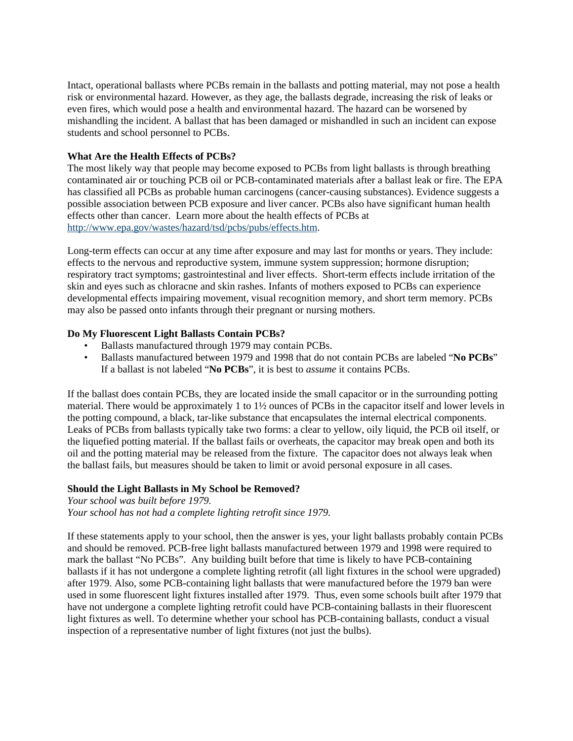Intact, operational ballasts where PCBs remain in the ballasts and potting material, may not pose a health risk or environmental hazard. However, as they age, the ballasts degrade, increasing the risk of leaks or even fires, which would pose a health and environmental hazard. The hazard can be worsened by mishandling the incident. A ballast that has been damaged or mishandled in such an incident can expose students and school personnel to PCBs.

**What Are the Health Effects of PCBs?**

The most likely way that people may become exposed to PCBs from light ballasts is through breathing contaminated air or touching PCB oil or PCB-contaminated materials after a ballast leak or fire. The EPA has classified all PCBs as probable human carcinogens (cancer-causing substances). Evidence suggests a possible association between PCB exposure and liver cancer. PCBs also have significant human health effects other than cancer. Learn more about the health effects of PCBs at [http://www.epa.gov/wastes/hazard/tsd/pcbs/pubs/effects.htm](http://www.epa.gov/wastes/hazard/tsd/pcbs/pubs/effects.htm).

Long-term effects can occur at any time after exposure and may last for months or years. They include: effects to the nervous and reproductive system, immune system suppression; hormone disruption; respiratory tract symptoms; gastrointestinal and liver effects. Short-term effects include irritation of the skin and eyes such as chloracne and skin rashes. Infants of mothers exposed to PCBs can experience developmental effects impairing movement, visual recognition memory, and short term memory. PCBs may also be passed onto infants through their pregnant or nursing mothers.

**Do My Fluorescent Light Ballasts Contain PCBs?**

- Ballasts manufactured through 1979 may contain PCBs.
- Ballasts manufactured between 1979 and 1998 that do not contain PCBs are labeled "**No PCBs**" If a ballast is not labeled "**No PCBs**", it is best to *assume* it contains PCBs.

If the ballast does contain PCBs, they are located inside the small capacitor or in the surrounding potting material. There would be approximately 1 to 1½ ounces of PCBs in the capacitor itself and lower levels in the potting compound, a black, tar-like substance that encapsulates the internal electrical components. Leaks of PCBs from ballasts typically take two forms: a clear to yellow, oily liquid, the PCB oil itself, or the liquefied potting material. If the ballast fails or overheats, the capacitor may break open and both its oil and the potting material may be released from the fixture. The capacitor does not always leak when the ballast fails, but measures should be taken to limit or avoid personal exposure in all cases.

**Should the Light Ballasts in My School be Removed?**

*Your school was built before 1979.*
*Your school has not had a complete lighting retrofit since 1979.*

If these statements apply to your school, then the answer is yes, your light ballasts probably contain PCBs and should be removed. PCB-free light ballasts manufactured between 1979 and 1998 were required to mark the ballast "No PCBs". Any building built before that time is likely to have PCB-containing ballasts if it has not undergone a complete lighting retrofit (all light fixtures in the school were upgraded) after 1979. Also, some PCB-containing light ballasts that were manufactured before the 1979 ban were used in some fluorescent light fixtures installed after 1979. Thus, even some schools built after 1979 that have not undergone a complete lighting retrofit could have PCB-containing ballasts in their fluorescent light fixtures as well. To determine whether your school has PCB-containing ballasts, conduct a visual inspection of a representative number of light fixtures (not just the bulbs).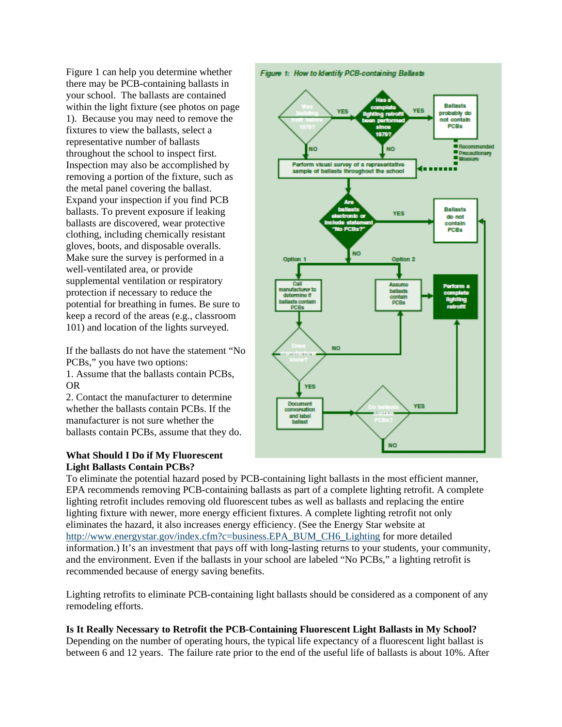Figure 1 can help you determine whether there may be PCB-containing ballasts in your school. The ballasts are contained within the light fixture (see photos on page 1). Because you may need to remove the fixtures to view the ballasts, select a representative number of ballasts throughout the school to inspect first. Inspection may also be accomplished by removing a portion of the fixture, such as the metal panel covering the ballast. Expand your inspection if you find PCB ballasts. To prevent exposure if leaking ballasts are discovered, wear protective clothing, including chemically resistant gloves, boots, and disposable overalls. Make sure the survey is performed in a well-ventilated area, or provide supplemental ventilation or respiratory protection if necessary to reduce the potential for breathing in fumes. Be sure to keep a record of the areas (e.g., classroom 101) and location of the lights surveyed.

If the ballasts do not have the statement "No PCBs," you have two options:
1. Assume that the ballasts contain PCBs, OR
2. Contact the manufacturer to determine whether the ballasts contain PCBs. If the manufacturer is not sure whether the ballasts contain PCBs, assume that they do.

*Figure 1: How to Identify PCB-containing Ballasts*

- Was building built before 1979?
  - YES → Has a complete lighting retrofit been performed since 1979?
    - YES → Ballasts probably do not contain PCBs (Recommended Precautionary Measure: Perform visual survey)
    - NO → Perform visual survey of a representative sample of ballasts throughout the school
  - NO → Perform visual survey of a representative sample of ballasts throughout the school
- Perform visual survey → Are ballasts electronic or include statement "No PCBs?"
  - YES → Ballasts do not contain PCBs
  - NO →
    - Option 1: Call manufacturer to determine if ballasts contain PCBs → Does manufacturer know?
      - NO → Assume ballasts contain PCBs
      - YES → Document conversation and label ballast → Do ballasts contain PCBs?
        - YES → Perform a complete lighting retrofit
        - NO → Ballasts do not contain PCBs
    - Option 2: Assume ballasts contain PCBs → Perform a complete lighting retrofit

**What Should I Do if My Fluorescent Light Ballasts Contain PCBs?**

To eliminate the potential hazard posed by PCB-containing light ballasts in the most efficient manner, EPA recommends removing PCB-containing ballasts as part of a complete lighting retrofit. A complete lighting retrofit includes removing old fluorescent tubes as well as ballasts and replacing the entire lighting fixture with newer, more energy efficient fixtures. A complete lighting retrofit not only eliminates the hazard, it also increases energy efficiency. (See the Energy Star website at http://www.energystar.gov/index.cfm?c=business.EPA_BUM_CH6_Lighting for more detailed information.) It's an investment that pays off with long-lasting returns to your students, your community, and the environment. Even if the ballasts in your school are labeled "No PCBs," a lighting retrofit is recommended because of energy saving benefits.

Lighting retrofits to eliminate PCB-containing light ballasts should be considered as a component of any remodeling efforts.

**Is It Really Necessary to Retrofit the PCB-Containing Fluorescent Light Ballasts in My School?**

Depending on the number of operating hours, the typical life expectancy of a fluorescent light ballast is between 6 and 12 years. The failure rate prior to the end of the useful life of ballasts is about 10%. After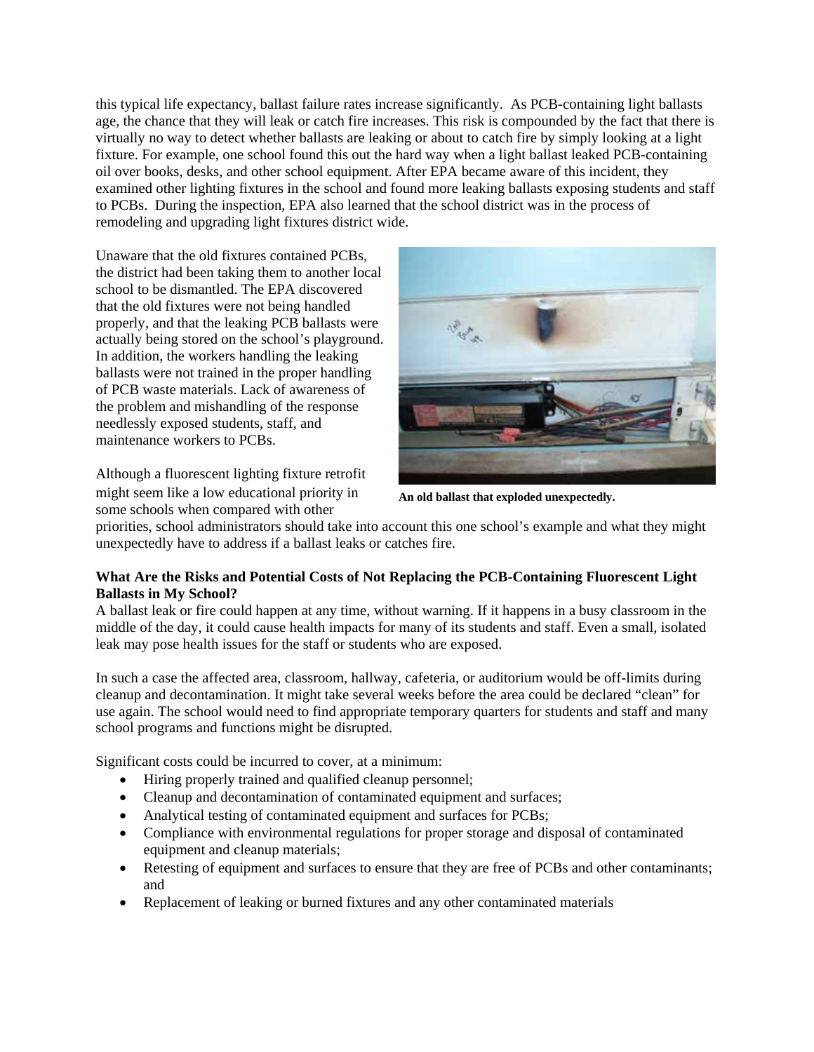this typical life expectancy, ballast failure rates increase significantly. As PCB-containing light ballasts age, the chance that they will leak or catch fire increases. This risk is compounded by the fact that there is virtually no way to detect whether ballasts are leaking or about to catch fire by simply looking at a light fixture. For example, one school found this out the hard way when a light ballast leaked PCB-containing oil over books, desks, and other school equipment. After EPA became aware of this incident, they examined other lighting fixtures in the school and found more leaking ballasts exposing students and staff to PCBs. During the inspection, EPA also learned that the school district was in the process of remodeling and upgrading light fixtures district wide.

Unaware that the old fixtures contained PCBs, the district had been taking them to another local school to be dismantled. The EPA discovered that the old fixtures were not being handled properly, and that the leaking PCB ballasts were actually being stored on the school's playground. In addition, the workers handling the leaking ballasts were not trained in the proper handling of PCB waste materials. Lack of awareness of the problem and mishandling of the response needlessly exposed students, staff, and maintenance workers to PCBs.

**An old ballast that exploded unexpectedly.**

Although a fluorescent lighting fixture retrofit might seem like a low educational priority in some schools when compared with other priorities, school administrators should take into account this one school's example and what they might unexpectedly have to address if a ballast leaks or catches fire.

**What Are the Risks and Potential Costs of Not Replacing the PCB-Containing Fluorescent Light Ballasts in My School?**

A ballast leak or fire could happen at any time, without warning. If it happens in a busy classroom in the middle of the day, it could cause health impacts for many of its students and staff. Even a small, isolated leak may pose health issues for the staff or students who are exposed.

In such a case the affected area, classroom, hallway, cafeteria, or auditorium would be off-limits during cleanup and decontamination. It might take several weeks before the area could be declared "clean" for use again. The school would need to find appropriate temporary quarters for students and staff and many school programs and functions might be disrupted.

Significant costs could be incurred to cover, at a minimum:

- Hiring properly trained and qualified cleanup personnel;
- Cleanup and decontamination of contaminated equipment and surfaces;
- Analytical testing of contaminated equipment and surfaces for PCBs;
- Compliance with environmental regulations for proper storage and disposal of contaminated equipment and cleanup materials;
- Retesting of equipment and surfaces to ensure that they are free of PCBs and other contaminants; and
- Replacement of leaking or burned fixtures and any other contaminated materials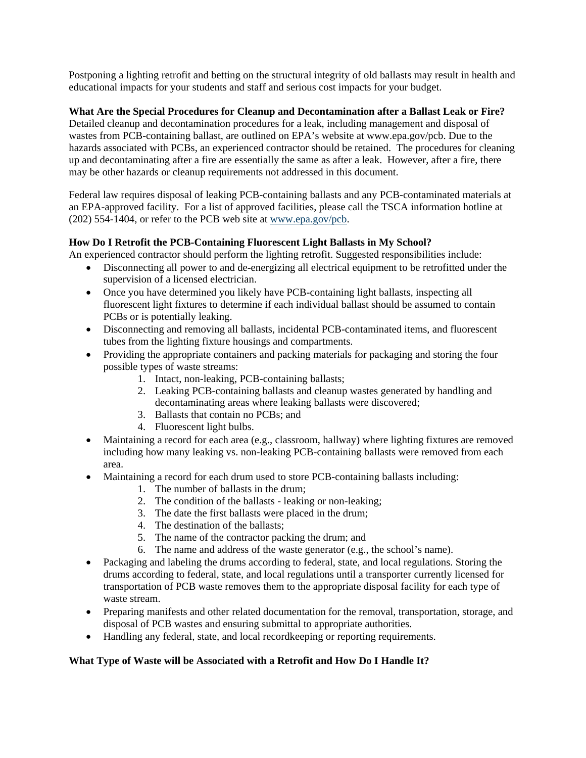Postponing a lighting retrofit and betting on the structural integrity of old ballasts may result in health and educational impacts for your students and staff and serious cost impacts for your budget.

**What Are the Special Procedures for Cleanup and Decontamination after a Ballast Leak or Fire?**

Detailed cleanup and decontamination procedures for a leak, including management and disposal of wastes from PCB-containing ballast, are outlined on EPA's website at www.epa.gov/pcb. Due to the hazards associated with PCBs, an experienced contractor should be retained. The procedures for cleaning up and decontaminating after a fire are essentially the same as after a leak. However, after a fire, there may be other hazards or cleanup requirements not addressed in this document.

Federal law requires disposal of leaking PCB-containing ballasts and any PCB-contaminated materials at an EPA-approved facility. For a list of approved facilities, please call the TSCA information hotline at (202) 554-1404, or refer to the PCB web site at [www.epa.gov/pcb](www.epa.gov/pcb).

**How Do I Retrofit the PCB-Containing Fluorescent Light Ballasts in My School?**

An experienced contractor should perform the lighting retrofit. Suggested responsibilities include:

- Disconnecting all power to and de-energizing all electrical equipment to be retrofitted under the supervision of a licensed electrician.
- Once you have determined you likely have PCB-containing light ballasts, inspecting all fluorescent light fixtures to determine if each individual ballast should be assumed to contain PCBs or is potentially leaking.
- Disconnecting and removing all ballasts, incidental PCB-contaminated items, and fluorescent tubes from the lighting fixture housings and compartments.
- Providing the appropriate containers and packing materials for packaging and storing the four possible types of waste streams:
    1. Intact, non-leaking, PCB-containing ballasts;
    2. Leaking PCB-containing ballasts and cleanup wastes generated by handling and decontaminating areas where leaking ballasts were discovered;
    3. Ballasts that contain no PCBs; and
    4. Fluorescent light bulbs.
- Maintaining a record for each area (e.g., classroom, hallway) where lighting fixtures are removed including how many leaking vs. non-leaking PCB-containing ballasts were removed from each area.
- Maintaining a record for each drum used to store PCB-containing ballasts including:
    1. The number of ballasts in the drum;
    2. The condition of the ballasts - leaking or non-leaking;
    3. The date the first ballasts were placed in the drum;
    4. The destination of the ballasts;
    5. The name of the contractor packing the drum; and
    6. The name and address of the waste generator (e.g., the school's name).
- Packaging and labeling the drums according to federal, state, and local regulations. Storing the drums according to federal, state, and local regulations until a transporter currently licensed for transportation of PCB waste removes them to the appropriate disposal facility for each type of waste stream.
- Preparing manifests and other related documentation for the removal, transportation, storage, and disposal of PCB wastes and ensuring submittal to appropriate authorities.
- Handling any federal, state, and local recordkeeping or reporting requirements.

**What Type of Waste will be Associated with a Retrofit and How Do I Handle It?**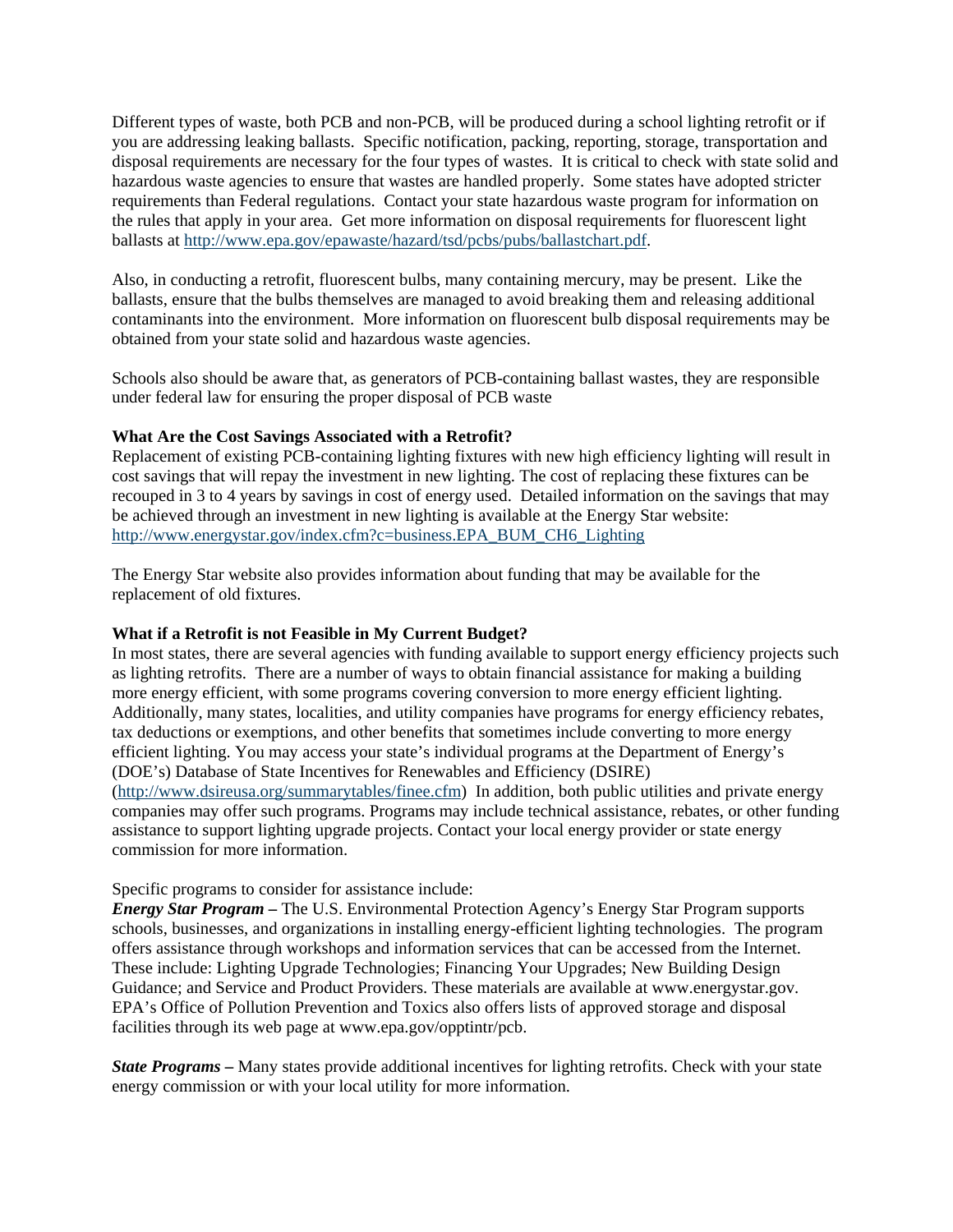Different types of waste, both PCB and non-PCB, will be produced during a school lighting retrofit or if you are addressing leaking ballasts. Specific notification, packing, reporting, storage, transportation and disposal requirements are necessary for the four types of wastes. It is critical to check with state solid and hazardous waste agencies to ensure that wastes are handled properly. Some states have adopted stricter requirements than Federal regulations. Contact your state hazardous waste program for information on the rules that apply in your area. Get more information on disposal requirements for fluorescent light ballasts at http://www.epa.gov/epawaste/hazard/tsd/pcbs/pubs/ballastchart.pdf.

Also, in conducting a retrofit, fluorescent bulbs, many containing mercury, may be present. Like the ballasts, ensure that the bulbs themselves are managed to avoid breaking them and releasing additional contaminants into the environment. More information on fluorescent bulb disposal requirements may be obtained from your state solid and hazardous waste agencies.

Schools also should be aware that, as generators of PCB-containing ballast wastes, they are responsible under federal law for ensuring the proper disposal of PCB waste

**What Are the Cost Savings Associated with a Retrofit?**

Replacement of existing PCB-containing lighting fixtures with new high efficiency lighting will result in cost savings that will repay the investment in new lighting. The cost of replacing these fixtures can be recouped in 3 to 4 years by savings in cost of energy used. Detailed information on the savings that may be achieved through an investment in new lighting is available at the Energy Star website: http://www.energystar.gov/index.cfm?c=business.EPA_BUM_CH6_Lighting

The Energy Star website also provides information about funding that may be available for the replacement of old fixtures.

**What if a Retrofit is not Feasible in My Current Budget?**

In most states, there are several agencies with funding available to support energy efficiency projects such as lighting retrofits. There are a number of ways to obtain financial assistance for making a building more energy efficient, with some programs covering conversion to more energy efficient lighting. Additionally, many states, localities, and utility companies have programs for energy efficiency rebates, tax deductions or exemptions, and other benefits that sometimes include converting to more energy efficient lighting. You may access your state's individual programs at the Department of Energy's (DOE's) Database of State Incentives for Renewables and Efficiency (DSIRE) (http://www.dsireusa.org/summarytables/finee.cfm) In addition, both public utilities and private energy companies may offer such programs. Programs may include technical assistance, rebates, or other funding assistance to support lighting upgrade projects. Contact your local energy provider or state energy commission for more information.

Specific programs to consider for assistance include:

***Energy Star Program –*** The U.S. Environmental Protection Agency's Energy Star Program supports schools, businesses, and organizations in installing energy-efficient lighting technologies. The program offers assistance through workshops and information services that can be accessed from the Internet. These include: Lighting Upgrade Technologies; Financing Your Upgrades; New Building Design Guidance; and Service and Product Providers. These materials are available at www.energystar.gov. EPA's Office of Pollution Prevention and Toxics also offers lists of approved storage and disposal facilities through its web page at www.epa.gov/opptintr/pcb.

***State Programs –*** Many states provide additional incentives for lighting retrofits. Check with your state energy commission or with your local utility for more information.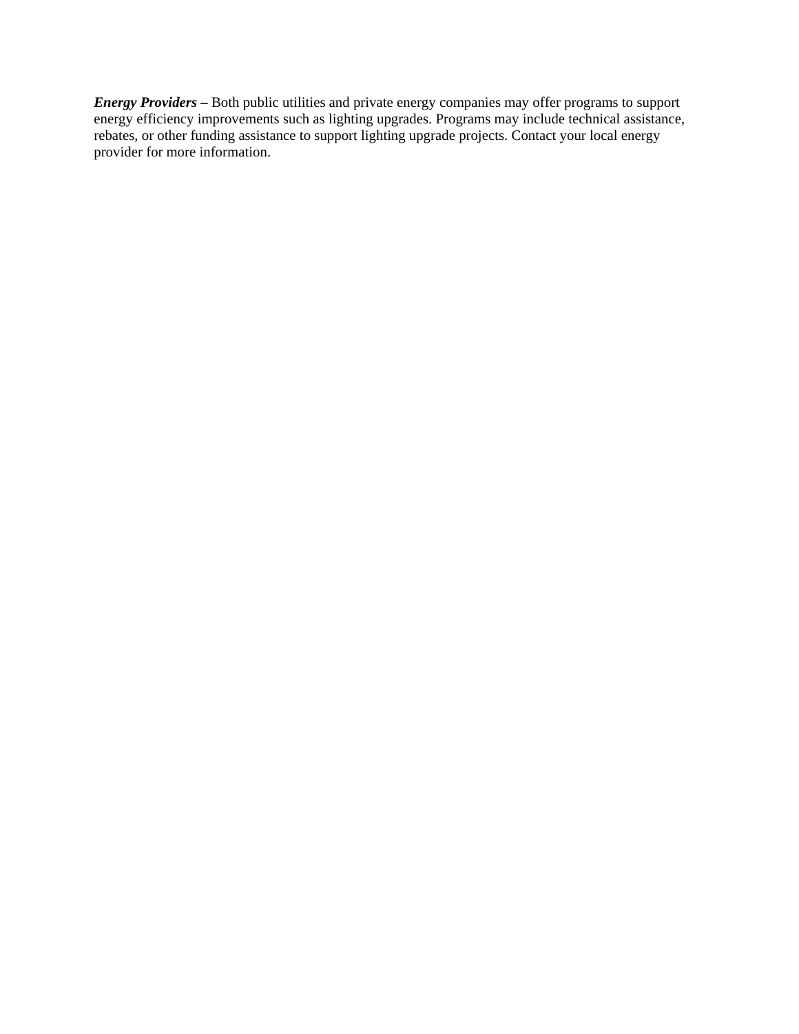***Energy Providers –*** Both public utilities and private energy companies may offer programs to support energy efficiency improvements such as lighting upgrades. Programs may include technical assistance, rebates, or other funding assistance to support lighting upgrade projects. Contact your local energy provider for more information.